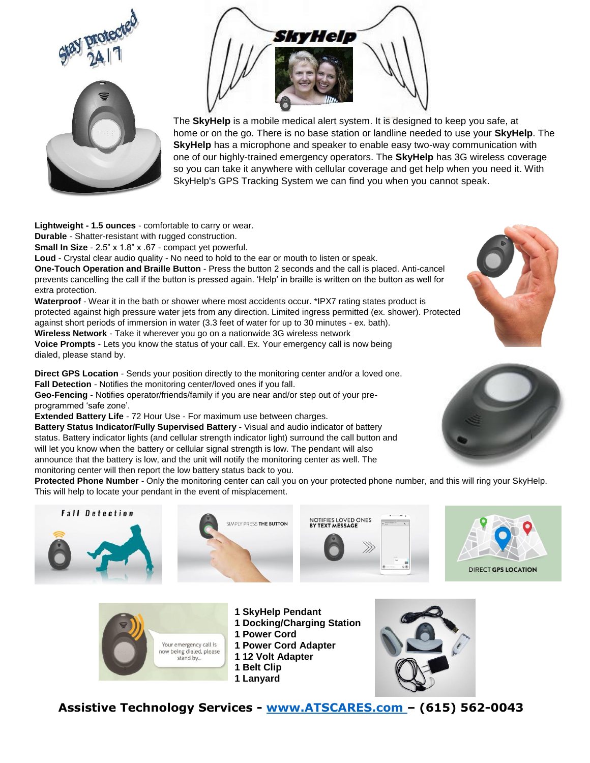# SkyHelp

Stay protected 24/7

The **SkyHelp** is a mobile medical alert system. It is designed to keep you safe, at home or on the go. There is no base station or landline needed to use your **SkyHelp**. The **SkyHelp** has a microphone and speaker to enable easy two-way communication with one of our highly-trained emergency operators. The **SkyHelp** has 3G wireless coverage so you can take it anywhere with cellular coverage and get help when you need it. With SkyHelp's GPS Tracking System we can find you when you cannot speak.

**Lightweight - 1.5 ounces** - comfortable to carry or wear.
**Durable** - Shatter-resistant with rugged construction.
**Small In Size** - 2.5" x 1.8" x .67 - compact yet powerful.
**Loud** - Crystal clear audio quality - No need to hold to the ear or mouth to listen or speak.
**One-Touch Operation and Braille Button** - Press the button 2 seconds and the call is placed. Anti-cancel prevents cancelling the call if the button is pressed again. 'Help' in braille is written on the button as well for extra protection.
**Waterproof** - Wear it in the bath or shower where most accidents occur. *IPX7 rating states product is protected against high pressure water jets from any direction. Limited ingress permitted (ex. shower). Protected against short periods of immersion in water (3.3 feet of water for up to 30 minutes - ex. bath).
**Wireless Network** - Take it wherever you go on a nationwide 3G wireless network
**Voice Prompts** - Lets you know the status of your call. Ex. Your emergency call is now being dialed, please stand by.

**Direct GPS Location** - Sends your position directly to the monitoring center and/or a loved one.
**Fall Detection** - Notifies the monitoring center/loved ones if you fall.
**Geo-Fencing** - Notifies operator/friends/family if you are near and/or step out of your pre-programmed 'safe zone'.
**Extended Battery Life** - 72 Hour Use - For maximum use between charges.
**Battery Status Indicator/Fully Supervised Battery** - Visual and audio indicator of battery status. Battery indicator lights (and cellular strength indicator light) surround the call button and will let you know when the battery or cellular signal strength is low. The pendant will also announce that the battery is low, and the unit will notify the monitoring center as well. The monitoring center will then report the low battery status back to you.
**Protected Phone Number** - Only the monitoring center can call you on your protected phone number, and this will ring your SkyHelp. This will help to locate your pendant in the event of misplacement.

Fall Detection | SIMPLY PRESS THE BUTTON | NOTIFIES LOVED ONES BY TEXT MESSAGE | DIRECT GPS LOCATION

Your emergency call is now being dialed, please stand by...

**1 SkyHelp Pendant**
**1 Docking/Charging Station**
**1 Power Cord**
**1 Power Cord Adapter**
**1 12 Volt Adapter**
**1 Belt Clip**
**1 Lanyard**

**Assistive Technology Services - www.ATSCARES.com – (615) 562-0043**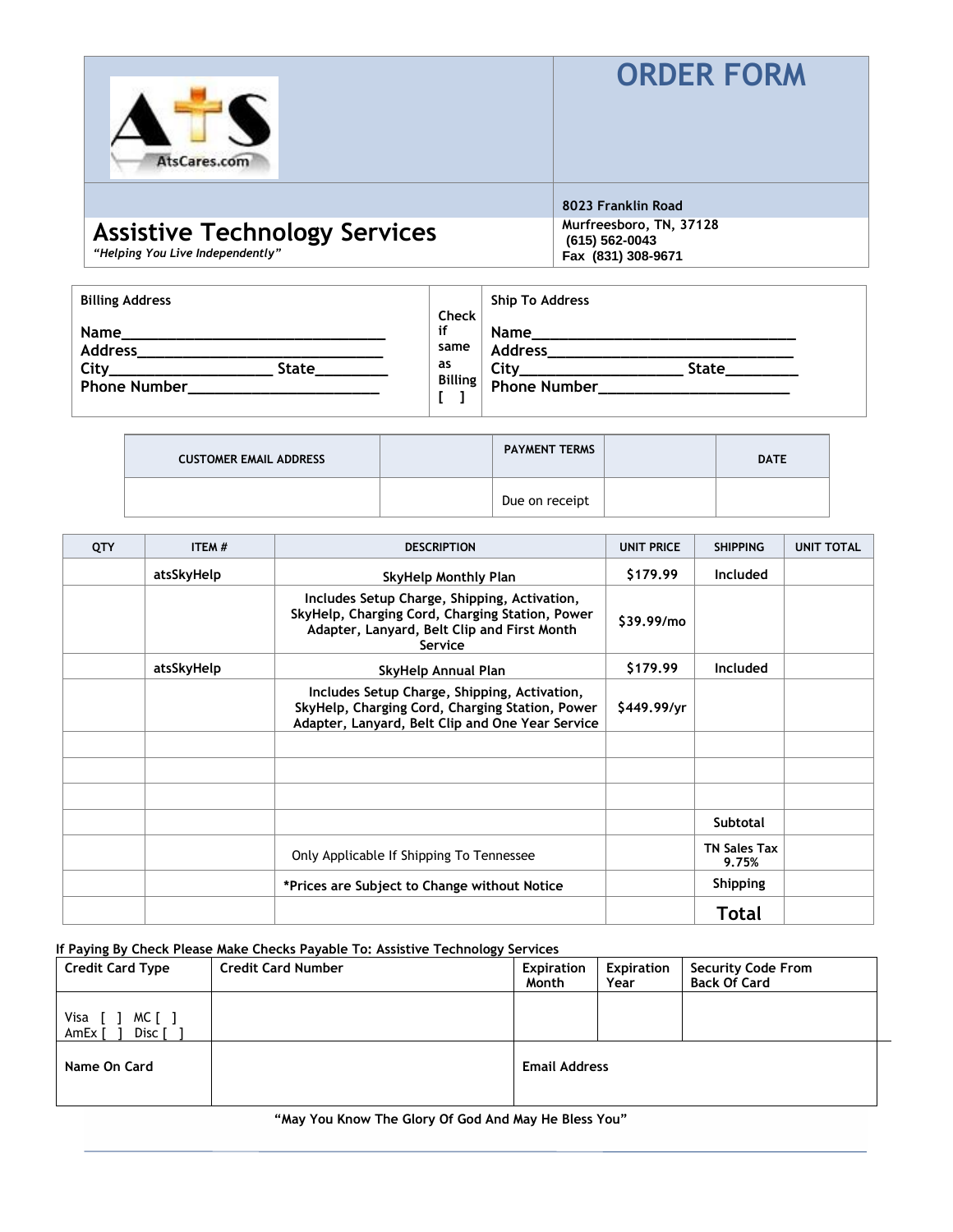# ORDER FORM

AtsCares.com

## Assistive Technology Services

*"Helping You Live Independently"*

8023 Franklin Road
Murfreesboro, TN, 37128
(615) 562-0043
Fax (831) 308-9671

| Billing Address | Check if same as Billing [ ] | Ship To Address |
|---|---|---|
| Name________________________________ | | Name________________________________ |
| Address______________________________ | | Address______________________________ |
| City____________________ State_________ | | City____________________ State_________ |
| Phone Number________________________ | | Phone Number________________________ |

| CUSTOMER EMAIL ADDRESS | | PAYMENT TERMS | | DATE |
|---|---|---|---|---|
| | | Due on receipt | | |

| QTY | ITEM # | DESCRIPTION | UNIT PRICE | SHIPPING | UNIT TOTAL |
|---|---|---|---|---|---|
| | atsSkyHelp | SkyHelp Monthly Plan | $179.99 | Included | |
| | | Includes Setup Charge, Shipping, Activation, SkyHelp, Charging Cord, Charging Station, Power Adapter, Lanyard, Belt Clip and First Month Service | $39.99/mo | | |
| | atsSkyHelp | SkyHelp Annual Plan | $179.99 | Included | |
| | | Includes Setup Charge, Shipping, Activation, SkyHelp, Charging Cord, Charging Station, Power Adapter, Lanyard, Belt Clip and One Year Service | $449.99/yr | | |
| | | | | | |
| | | | | | |
| | | | | | |
| | | | | Subtotal | |
| | | Only Applicable If Shipping To Tennessee | | TN Sales Tax 9.75% | |
| | | *Prices are Subject to Change without Notice | | Shipping | |
| | | | | **Total** | |

If Paying By Check Please Make Checks Payable To: Assistive Technology Services

| Credit Card Type | Credit Card Number | Expiration Month | Expiration Year | Security Code From Back Of Card |
|---|---|---|---|---|
| Visa [ ] MC [ ] AmEx [ ] Disc [ ] | | | | |
| Name On Card | | Email Address | | |

"May You Know The Glory Of God And May He Bless You"